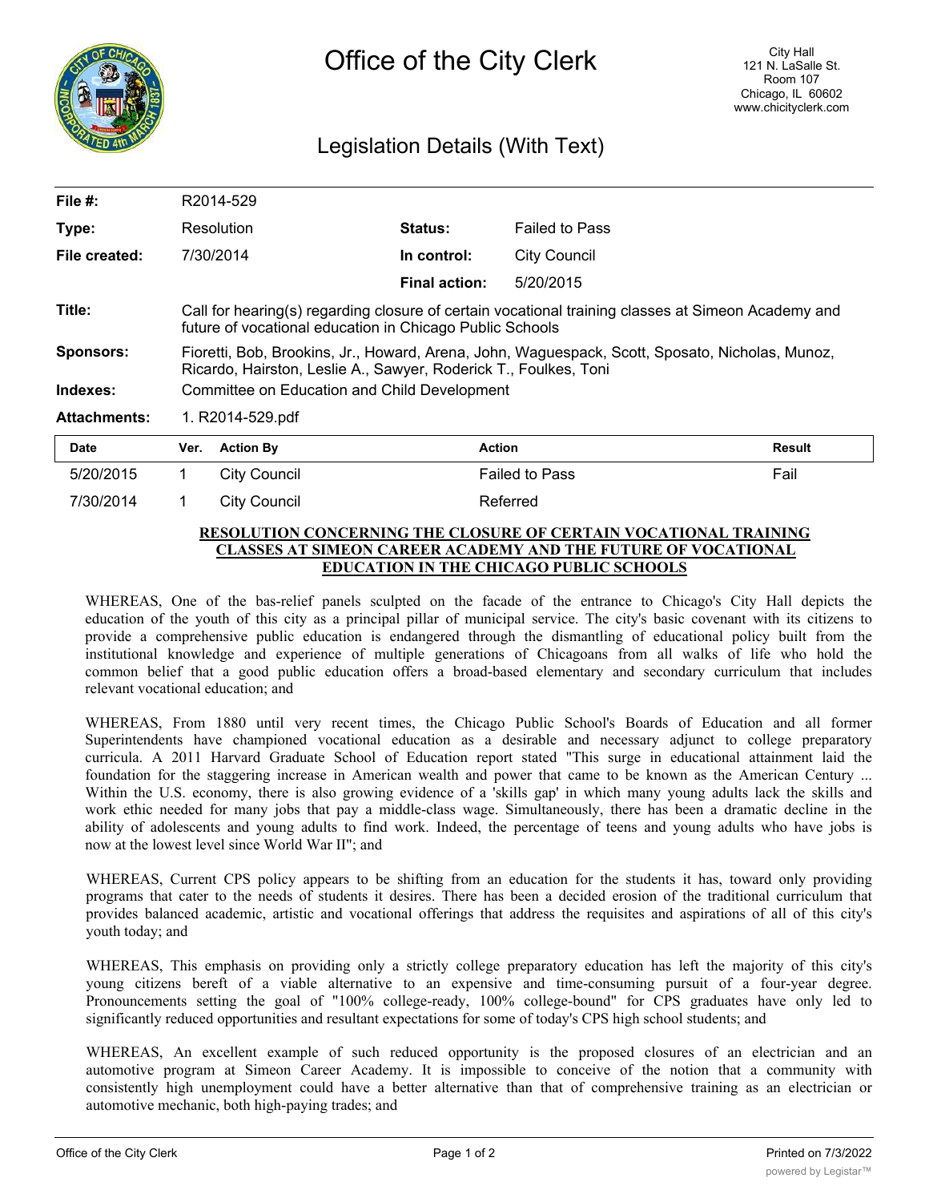# Office of the City Clerk

City Hall
121 N. LaSalle St.
Room 107
Chicago, IL 60602
www.chicityclerk.com

## Legislation Details (With Text)

| | | | |
|---|---|---|---|
| **File #:** | R2014-529 | | |
| **Type:** | Resolution | **Status:** | Failed to Pass |
| **File created:** | 7/30/2014 | **In control:** | City Council |
| | | **Final action:** | 5/20/2015 |

**Title:** Call for hearing(s) regarding closure of certain vocational training classes at Simeon Academy and future of vocational education in Chicago Public Schools

**Sponsors:** Fioretti, Bob, Brookins, Jr., Howard, Arena, John, Waguespack, Scott, Sposato, Nicholas, Munoz, Ricardo, Hairston, Leslie A., Sawyer, Roderick T., Foulkes, Toni

**Indexes:** Committee on Education and Child Development

**Attachments:** 1. R2014-529.pdf

| Date | Ver. | Action By | Action | Result |
|---|---|---|---|---|
| 5/20/2015 | 1 | City Council | Failed to Pass | Fail |
| 7/30/2014 | 1 | City Council | Referred | |

**RESOLUTION CONCERNING THE CLOSURE OF CERTAIN VOCATIONAL TRAINING CLASSES AT SIMEON CAREER ACADEMY AND THE FUTURE OF VOCATIONAL EDUCATION IN THE CHICAGO PUBLIC SCHOOLS**

WHEREAS, One of the bas-relief panels sculpted on the facade of the entrance to Chicago's City Hall depicts the education of the youth of this city as a principal pillar of municipal service. The city's basic covenant with its citizens to provide a comprehensive public education is endangered through the dismantling of educational policy built from the institutional knowledge and experience of multiple generations of Chicagoans from all walks of life who hold the common belief that a good public education offers a broad-based elementary and secondary curriculum that includes relevant vocational education; and

WHEREAS, From 1880 until very recent times, the Chicago Public School's Boards of Education and all former Superintendents have championed vocational education as a desirable and necessary adjunct to college preparatory curricula. A 2011 Harvard Graduate School of Education report stated "This surge in educational attainment laid the foundation for the staggering increase in American wealth and power that came to be known as the American Century ... Within the U.S. economy, there is also growing evidence of a 'skills gap' in which many young adults lack the skills and work ethic needed for many jobs that pay a middle-class wage. Simultaneously, there has been a dramatic decline in the ability of adolescents and young adults to find work. Indeed, the percentage of teens and young adults who have jobs is now at the lowest level since World War II"; and

WHEREAS, Current CPS policy appears to be shifting from an education for the students it has, toward only providing programs that cater to the needs of students it desires. There has been a decided erosion of the traditional curriculum that provides balanced academic, artistic and vocational offerings that address the requisites and aspirations of all of this city's youth today; and

WHEREAS, This emphasis on providing only a strictly college preparatory education has left the majority of this city's young citizens bereft of a viable alternative to an expensive and time-consuming pursuit of a four-year degree. Pronouncements setting the goal of "100% college-ready, 100% college-bound" for CPS graduates have only led to significantly reduced opportunities and resultant expectations for some of today's CPS high school students; and

WHEREAS, An excellent example of such reduced opportunity is the proposed closures of an electrician and an automotive program at Simeon Career Academy. It is impossible to conceive of the notion that a community with consistently high unemployment could have a better alternative than that of comprehensive training as an electrician or automotive mechanic, both high-paying trades; and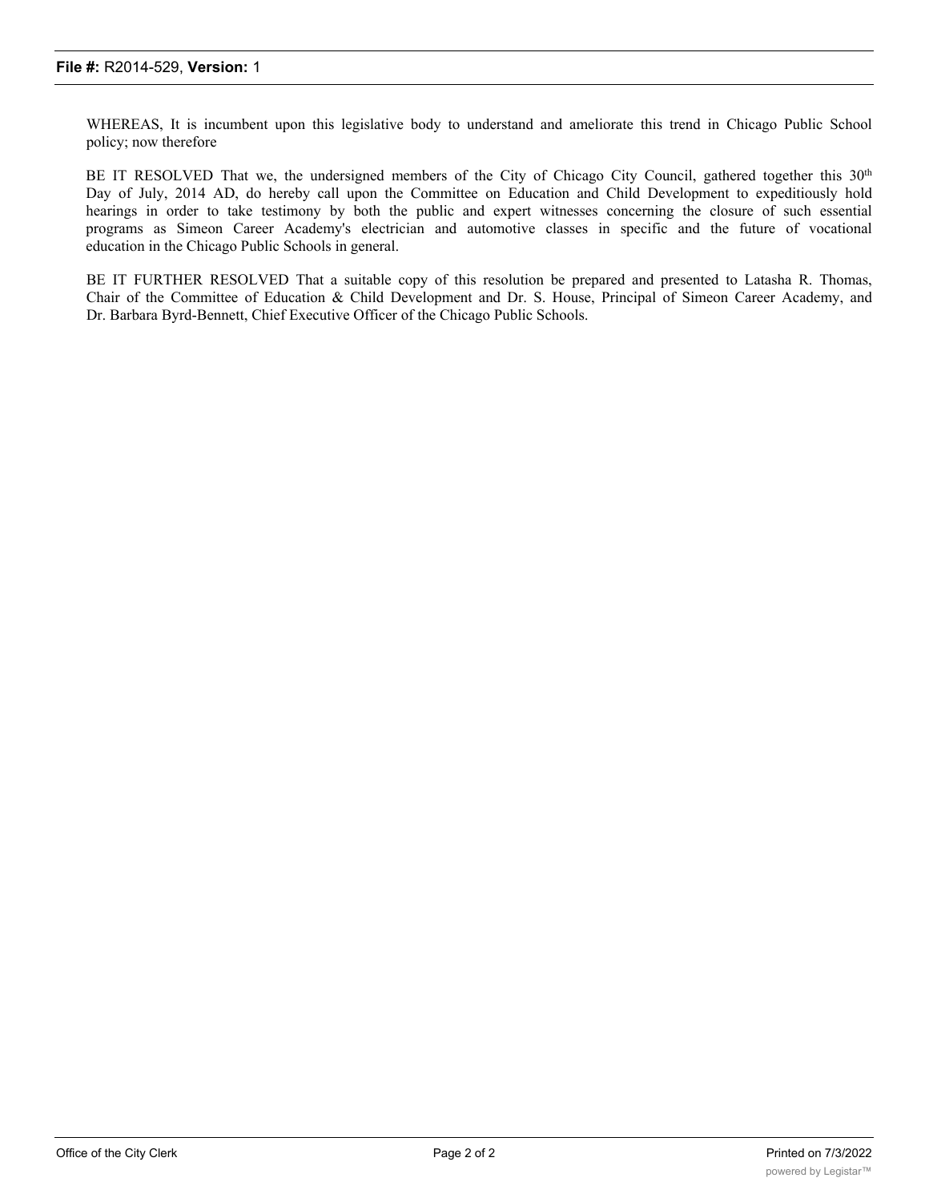WHEREAS, It is incumbent upon this legislative body to understand and ameliorate this trend in Chicago Public School policy; now therefore

BE IT RESOLVED That we, the undersigned members of the City of Chicago City Council, gathered together this 30th Day of July, 2014 AD, do hereby call upon the Committee on Education and Child Development to expeditiously hold hearings in order to take testimony by both the public and expert witnesses concerning the closure of such essential programs as Simeon Career Academy's electrician and automotive classes in specific and the future of vocational education in the Chicago Public Schools in general.

BE IT FURTHER RESOLVED That a suitable copy of this resolution be prepared and presented to Latasha R. Thomas, Chair of the Committee of Education & Child Development and Dr. S. House, Principal of Simeon Career Academy, and Dr. Barbara Byrd-Bennett, Chief Executive Officer of the Chicago Public Schools.